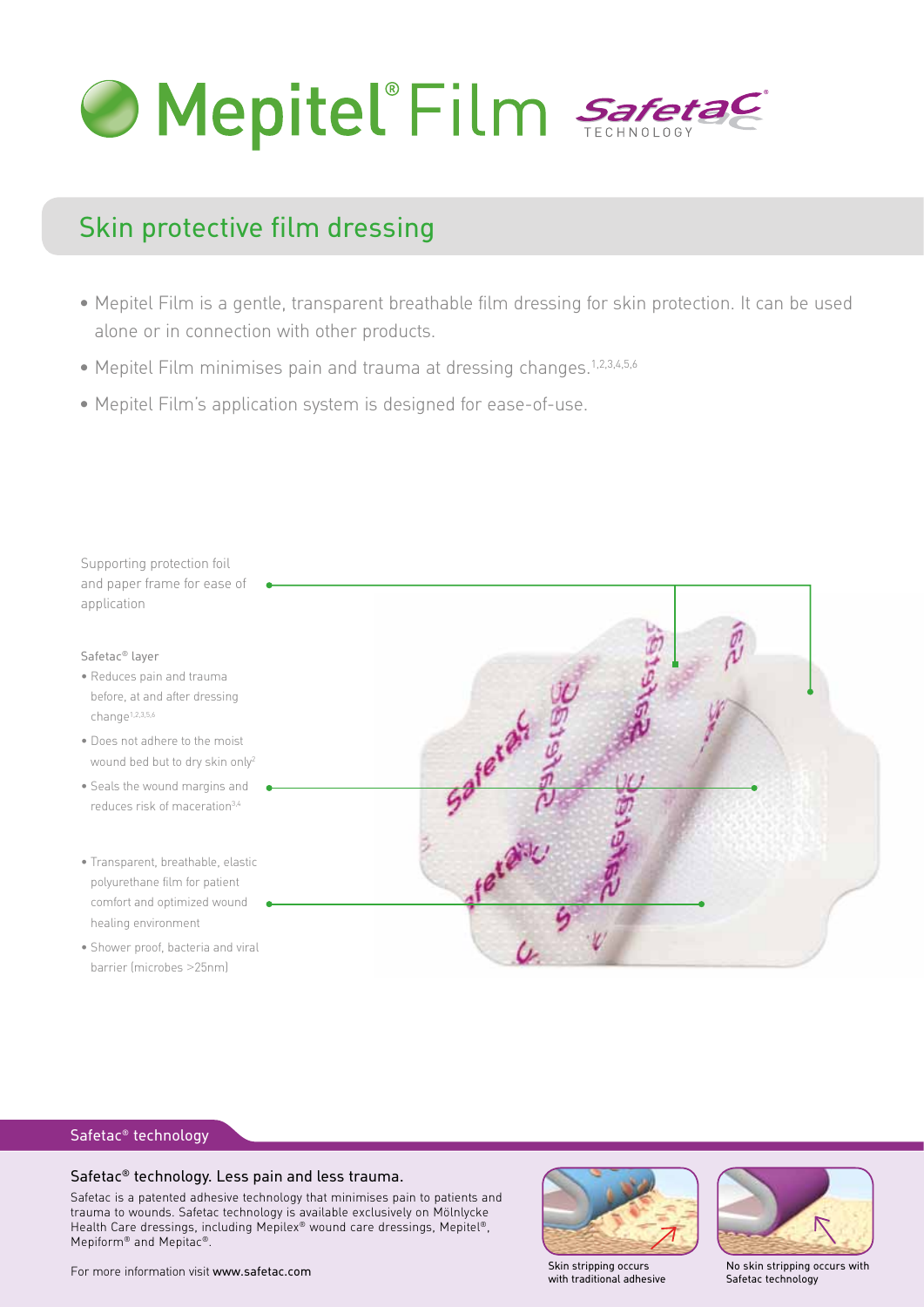# Mepitel® Film

Safetac® TECHNOLOGY

## Skin protective film dressing

- Mepitel Film is a gentle, transparent breathable film dressing for skin protection. It can be used alone or in connection with other products.
- Mepitel Film minimises pain and trauma at dressing changes.[1,2,3,4,5,6]
- Mepitel Film's application system is designed for ease-of-use.

Supporting protection foil and paper frame for ease of application

Safetac® layer

- Reduces pain and trauma before, at and after dressing change[1,2,3,5,6]
- Does not adhere to the moist wound bed but to dry skin only[2]
- Seals the wound margins and reduces risk of maceration[3,4]

- Transparent, breathable, elastic polyurethane film for patient comfort and optimized wound healing environment
- Shower proof, bacteria and viral barrier (microbes >25nm)

## Safetac® technology

### Safetac® technology. Less pain and less trauma.

Safetac is a patented adhesive technology that minimises pain to patients and trauma to wounds. Safetac technology is available exclusively on Mölnlycke Health Care dressings, including Mepilex® wound care dressings, Mepitel®, Mepiform® and Mepitac®.

For more information visit www.safetac.com

Skin stripping occurs with traditional adhesive

No skin stripping occurs with Safetac technology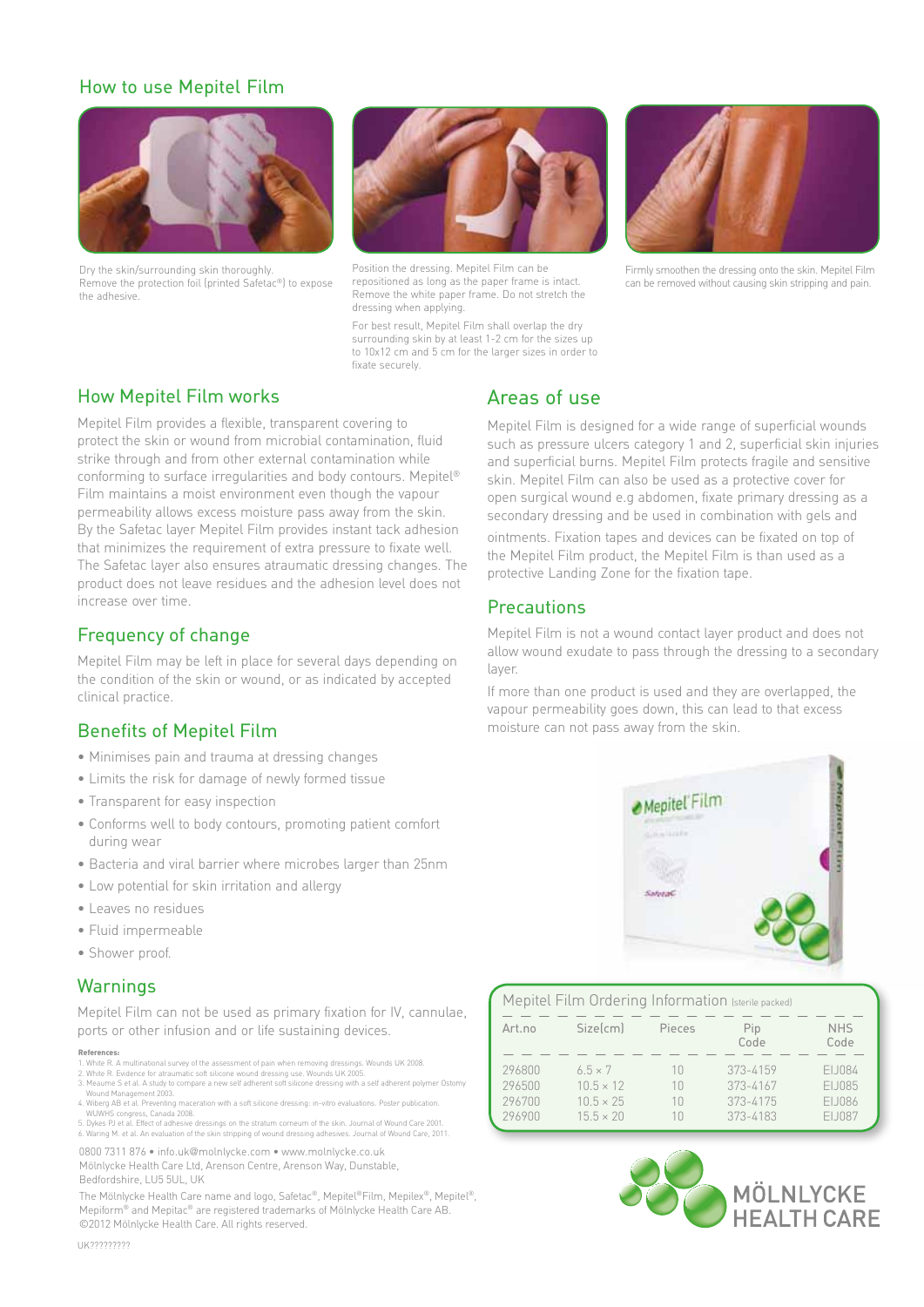## How to use Mepitel Film

Dry the skin/surrounding skin thoroughly. Remove the protection foil (printed Safetac®) to expose the adhesive.

Position the dressing. Mepitel Film can be repositioned as long as the paper frame is intact. Remove the white paper frame. Do not stretch the dressing when applying.

For best result, Mepitel Film shall overlap the dry surrounding skin by at least 1-2 cm for the sizes up to 10x12 cm and 5 cm for the larger sizes in order to fixate securely.

Firmly smoothen the dressing onto the skin. Mepitel Film can be removed without causing skin stripping and pain.

## How Mepitel Film works

Mepitel Film provides a flexible, transparent covering to protect the skin or wound from microbial contamination, fluid strike through and from other external contamination while conforming to surface irregularities and body contours. Mepitel® Film maintains a moist environment even though the vapour permeability allows excess moisture pass away from the skin. By the Safetac layer Mepitel Film provides instant tack adhesion that minimizes the requirement of extra pressure to fixate well. The Safetac layer also ensures atraumatic dressing changes. The product does not leave residues and the adhesion level does not increase over time.

## Frequency of change

Mepitel Film may be left in place for several days depending on the condition of the skin or wound, or as indicated by accepted clinical practice.

## Benefits of Mepitel Film

- Minimises pain and trauma at dressing changes
- Limits the risk for damage of newly formed tissue
- Transparent for easy inspection
- Conforms well to body contours, promoting patient comfort during wear
- Bacteria and viral barrier where microbes larger than 25nm
- Low potential for skin irritation and allergy
- Leaves no residues
- Fluid impermeable
- Shower proof.

## Warnings

Mepitel Film can not be used as primary fixation for IV, cannulae, ports or other infusion and or life sustaining devices.

**References:**
1. White R. A multinational survey of the assessment of pain when removing dressings. Wounds UK 2008.
2. White R. Evidence for atraumatic soft silicone wound dressing use. Wounds UK 2005.
3. Meaume S et al. A study to compare a new self adherent soft silicone dressing with a self adherent polymer Ostomy Wound Management 2003.
4. Wiberg AB et al. Preventing maceration with a soft silicone dressing: in-vitro evaluations. Poster publication. WUWHS congress, Canada 2008.
5. Dykes PJ et al. Effect of adhesive dressings on the stratum corneum of the skin. Journal of Wound Care 2001.
6. Waring M. et al. An evaluation of the skin stripping of wound dressing adhesives. Journal of Wound Care, 2011.

0800 7311 876 • info.uk@molnlycke.com • www.molnlycke.co.uk
Mölnlycke Health Care Ltd, Arenson Centre, Arenson Way, Dunstable, Bedfordshire, LU5 5UL, UK

The Mölnlycke Health Care name and logo, Safetac®, Mepitel®Film, Mepilex®, Mepitel®, Mepiform® and Mepitac® are registered trademarks of Mölnlycke Health Care AB. ©2012 Mölnlycke Health Care. All rights reserved.

UK?????????

## Areas of use

Mepitel Film is designed for a wide range of superficial wounds such as pressure ulcers category 1 and 2, superficial skin injuries and superficial burns. Mepitel Film protects fragile and sensitive skin. Mepitel Film can also be used as a protective cover for open surgical wound e.g abdomen, fixate primary dressing as a secondary dressing and be used in combination with gels and ointments. Fixation tapes and devices can be fixated on top of the Mepitel Film product, the Mepitel Film is than used as a protective Landing Zone for the fixation tape.

## Precautions

Mepitel Film is not a wound contact layer product and does not allow wound exudate to pass through the dressing to a secondary layer.

If more than one product is used and they are overlapped, the vapour permeability goes down, this can lead to that excess moisture can not pass away from the skin.

Mepitel Film Ordering Information (sterile packed)

| Art.no | Size(cm) | Pieces | Pip Code | NHS Code |
|---|---|---|---|---|
| 296800 | 6.5 × 7 | 10 | 373-4159 | EIJ084 |
| 296500 | 10.5 × 12 | 10 | 373-4167 | EIJ085 |
| 296700 | 10.5 × 25 | 10 | 373-4175 | EIJ086 |
| 296900 | 15.5 × 20 | 10 | 373-4183 | EIJ087 |

MÖLNLYCKE HEALTH CARE